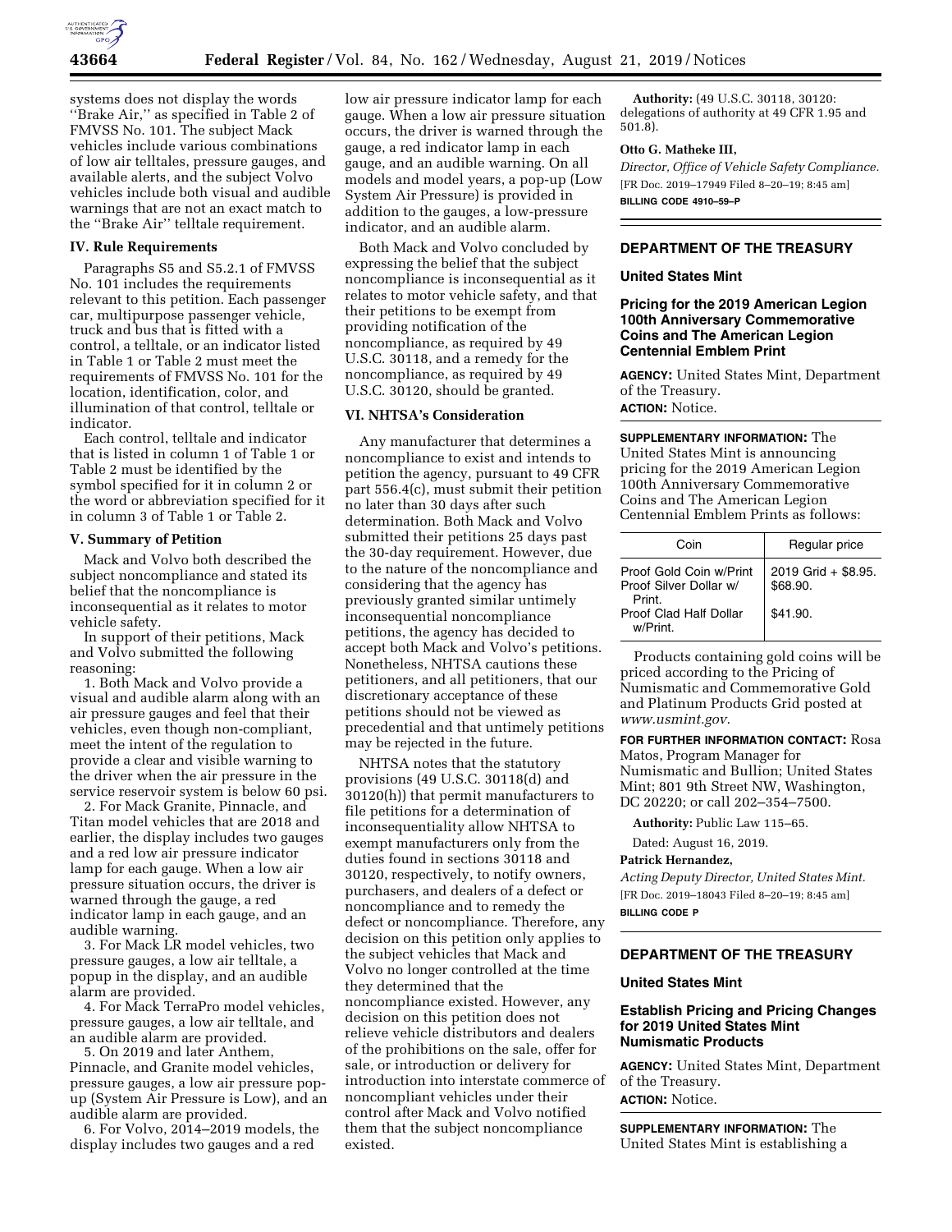systems does not display the words ''Brake Air,'' as specified in Table 2 of FMVSS No. 101. The subject Mack vehicles include various combinations of low air telltales, pressure gauges, and available alerts, and the subject Volvo vehicles include both visual and audible warnings that are not an exact match to the ''Brake Air'' telltale requirement.

### IV. Rule Requirements

Paragraphs S5 and S5.2.1 of FMVSS No. 101 includes the requirements relevant to this petition. Each passenger car, multipurpose passenger vehicle, truck and bus that is fitted with a control, a telltale, or an indicator listed in Table 1 or Table 2 must meet the requirements of FMVSS No. 101 for the location, identification, color, and illumination of that control, telltale or indicator.

Each control, telltale and indicator that is listed in column 1 of Table 1 or Table 2 must be identified by the symbol specified for it in column 2 or the word or abbreviation specified for it in column 3 of Table 1 or Table 2.

### V. Summary of Petition

Mack and Volvo both described the subject noncompliance and stated its belief that the noncompliance is inconsequential as it relates to motor vehicle safety.

In support of their petitions, Mack and Volvo submitted the following reasoning:

1. Both Mack and Volvo provide a visual and audible alarm along with an air pressure gauges and feel that their vehicles, even though non-compliant, meet the intent of the regulation to provide a clear and visible warning to the driver when the air pressure in the service reservoir system is below 60 psi.
2. For Mack Granite, Pinnacle, and Titan model vehicles that are 2018 and earlier, the display includes two gauges and a red low air pressure indicator lamp for each gauge. When a low air pressure situation occurs, the driver is warned through the gauge, a red indicator lamp in each gauge, and an audible warning.
3. For Mack LR model vehicles, two pressure gauges, a low air telltale, a popup in the display, and an audible alarm are provided.
4. For Mack TerraPro model vehicles, pressure gauges, a low air telltale, and an audible alarm are provided.
5. On 2019 and later Anthem, Pinnacle, and Granite model vehicles, pressure gauges, a low air pressure pop-up (System Air Pressure is Low), and an audible alarm are provided.
6. For Volvo, 2014–2019 models, the display includes two gauges and a red low air pressure indicator lamp for each gauge. When a low air pressure situation occurs, the driver is warned through the gauge, a red indicator lamp in each gauge, and an audible warning. On all models and model years, a pop-up (Low System Air Pressure) is provided in addition to the gauges, a low-pressure indicator, and an audible alarm.

Both Mack and Volvo concluded by expressing the belief that the subject noncompliance is inconsequential as it relates to motor vehicle safety, and that their petitions to be exempt from providing notification of the noncompliance, as required by 49 U.S.C. 30118, and a remedy for the noncompliance, as required by 49 U.S.C. 30120, should be granted.

### VI. NHTSA's Consideration

Any manufacturer that determines a noncompliance to exist and intends to petition the agency, pursuant to 49 CFR part 556.4(c), must submit their petition no later than 30 days after such determination. Both Mack and Volvo submitted their petitions 25 days past the 30-day requirement. However, due to the nature of the noncompliance and considering that the agency has previously granted similar untimely inconsequential noncompliance petitions, the agency has decided to accept both Mack and Volvo's petitions. Nonetheless, NHTSA cautions these petitioners, and all petitioners, that our discretionary acceptance of these petitions should not be viewed as precedential and that untimely petitions may be rejected in the future.

NHTSA notes that the statutory provisions (49 U.S.C. 30118(d) and 30120(h)) that permit manufacturers to file petitions for a determination of inconsequentiality allow NHTSA to exempt manufacturers only from the duties found in sections 30118 and 30120, respectively, to notify owners, purchasers, and dealers of a defect or noncompliance and to remedy the defect or noncompliance. Therefore, any decision on this petition only applies to the subject vehicles that Mack and Volvo no longer controlled at the time they determined that the noncompliance existed. However, any decision on this petition does not relieve vehicle distributors and dealers of the prohibitions on the sale, offer for sale, or introduction or delivery for introduction into interstate commerce of noncompliant vehicles under their control after Mack and Volvo notified them that the subject noncompliance existed.

**Authority:** (49 U.S.C. 30118, 30120: delegations of authority at 49 CFR 1.95 and 501.8).

**Otto G. Matheke III,**

*Director, Office of Vehicle Safety Compliance.*

[FR Doc. 2019–17949 Filed 8–20–19; 8:45 am]

**BILLING CODE 4910–59–P**

---

## DEPARTMENT OF THE TREASURY

### United States Mint

### Pricing for the 2019 American Legion 100th Anniversary Commemorative Coins and The American Legion Centennial Emblem Print

**AGENCY:** United States Mint, Department of the Treasury.

**ACTION:** Notice.

**SUPPLEMENTARY INFORMATION:** The United States Mint is announcing pricing for the 2019 American Legion 100th Anniversary Commemorative Coins and The American Legion Centennial Emblem Prints as follows:

| Coin | Regular price |
|---|---|
| Proof Gold Coin w/Print | 2019 Grid + $8.95. |
| Proof Silver Dollar w/ Print. | $68.90. |
| Proof Clad Half Dollar w/Print. | $41.90. |

Products containing gold coins will be priced according to the Pricing of Numismatic and Commemorative Gold and Platinum Products Grid posted at *www.usmint.gov.*

**FOR FURTHER INFORMATION CONTACT:** Rosa Matos, Program Manager for Numismatic and Bullion; United States Mint; 801 9th Street NW, Washington, DC 20220; or call 202–354–7500.

**Authority:** Public Law 115–65.

Dated: August 16, 2019.

**Patrick Hernandez,**

*Acting Deputy Director, United States Mint.*

[FR Doc. 2019–18043 Filed 8–20–19; 8:45 am]

**BILLING CODE P**

---

## DEPARTMENT OF THE TREASURY

### United States Mint

### Establish Pricing and Pricing Changes for 2019 United States Mint Numismatic Products

**AGENCY:** United States Mint, Department of the Treasury.

**ACTION:** Notice.

**SUPPLEMENTARY INFORMATION:** The United States Mint is establishing a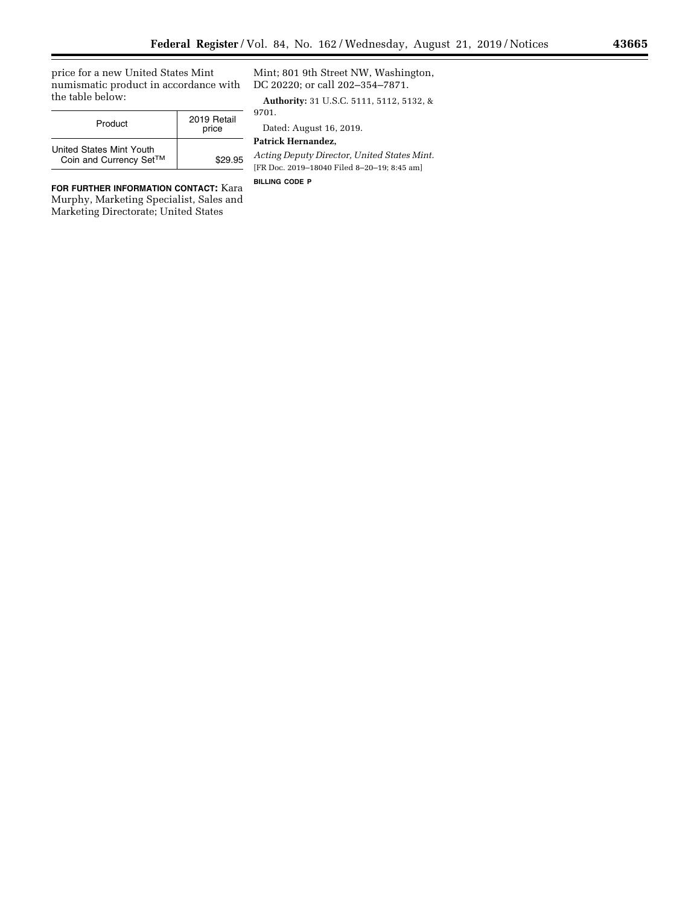price for a new United States Mint numismatic product in accordance with the table below:

| Product | 2019 Retail price |
| --- | --- |
| United States Mint Youth Coin and Currency Set™ | $29.95 |

**FOR FURTHER INFORMATION CONTACT:** Kara Murphy, Marketing Specialist, Sales and Marketing Directorate; United States Mint; 801 9th Street NW, Washington, DC 20220; or call 202–354–7871.

**Authority:** 31 U.S.C. 5111, 5112, 5132, & 9701.

Dated: August 16, 2019.

**Patrick Hernandez,**

*Acting Deputy Director, United States Mint.*

[FR Doc. 2019–18040 Filed 8–20–19; 8:45 am]

**BILLING CODE P**